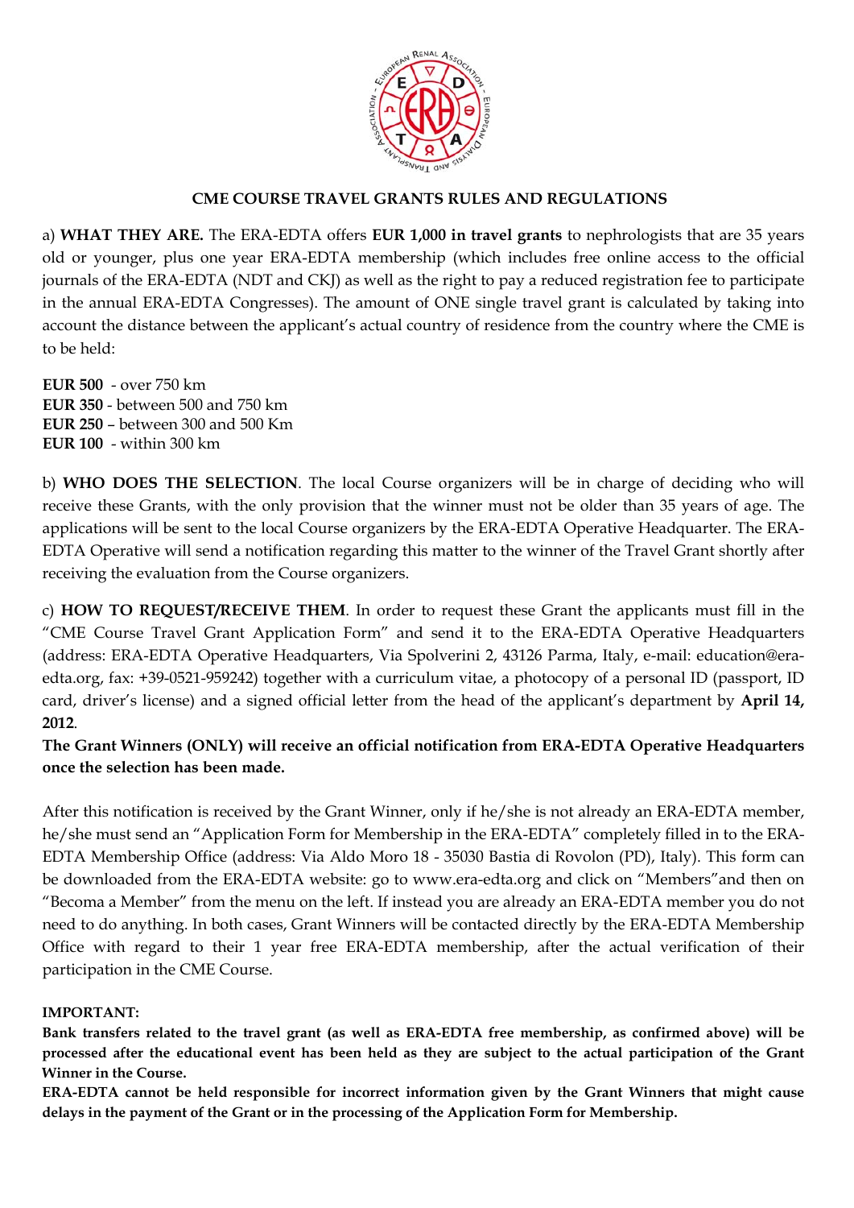## CME COURSE TRAVEL GRANTS RULES AND REGULATIONS

a) **WHAT THEY ARE.** The ERA-EDTA offers **EUR 1,000 in travel grants** to nephrologists that are 35 years old or younger, plus one year ERA-EDTA membership (which includes free online access to the official journals of the ERA-EDTA (NDT and CKJ) as well as the right to pay a reduced registration fee to participate in the annual ERA-EDTA Congresses). The amount of ONE single travel grant is calculated by taking into account the distance between the applicant's actual country of residence from the country where the CME is to be held:

**EUR 500** - over 750 km
**EUR 350** - between 500 and 750 km
**EUR 250** – between 300 and 500 Km
**EUR 100** - within 300 km

b) **WHO DOES THE SELECTION**. The local Course organizers will be in charge of deciding who will receive these Grants, with the only provision that the winner must not be older than 35 years of age. The applications will be sent to the local Course organizers by the ERA-EDTA Operative Headquarter. The ERA-EDTA Operative will send a notification regarding this matter to the winner of the Travel Grant shortly after receiving the evaluation from the Course organizers.

c) **HOW TO REQUEST/RECEIVE THEM**. In order to request these Grant the applicants must fill in the "CME Course Travel Grant Application Form" and send it to the ERA-EDTA Operative Headquarters (address: ERA-EDTA Operative Headquarters, Via Spolverini 2, 43126 Parma, Italy, e-mail: education@era-edta.org, fax: +39-0521-959242) together with a curriculum vitae, a photocopy of a personal ID (passport, ID card, driver's license) and a signed official letter from the head of the applicant's department by **April 14, 2012**.

**The Grant Winners (ONLY) will receive an official notification from ERA-EDTA Operative Headquarters once the selection has been made.**

After this notification is received by the Grant Winner, only if he/she is not already an ERA-EDTA member, he/she must send an "Application Form for Membership in the ERA-EDTA" completely filled in to the ERA-EDTA Membership Office (address: Via Aldo Moro 18 - 35030 Bastia di Rovolon (PD), Italy). This form can be downloaded from the ERA-EDTA website: go to www.era-edta.org and click on "Members"and then on "Becoma a Member" from the menu on the left. If instead you are already an ERA-EDTA member you do not need to do anything. In both cases, Grant Winners will be contacted directly by the ERA-EDTA Membership Office with regard to their 1 year free ERA-EDTA membership, after the actual verification of their participation in the CME Course.

**IMPORTANT:**

**Bank transfers related to the travel grant (as well as ERA-EDTA free membership, as confirmed above) will be processed after the educational event has been held as they are subject to the actual participation of the Grant Winner in the Course.**

**ERA-EDTA cannot be held responsible for incorrect information given by the Grant Winners that might cause delays in the payment of the Grant or in the processing of the Application Form for Membership.**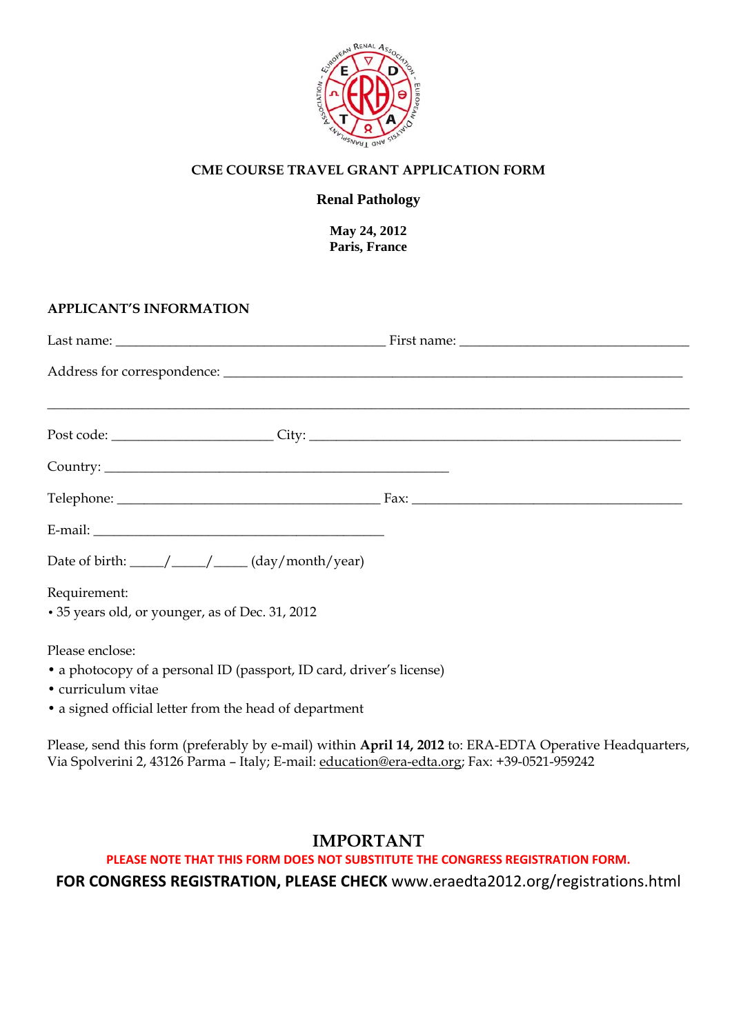**CME COURSE TRAVEL GRANT APPLICATION FORM**

**Renal Pathology**

**May 24, 2012**
**Paris, France**

## APPLICANT'S INFORMATION

Last name: ________________________________________ First name: __________________________________

Address for correspondence: ____________________________________________________________________

_______________________________________________________________________________________________

Post code: ________________________ City: _______________________________________________________

Country: _____________________________________________________

Telephone: _______________________________________ Fax: ________________________________________

E-mail: ____________________________________________

Date of birth: _____/_____/_____ (day/month/year)

Requirement:

- 35 years old, or younger, as of Dec. 31, 2012

Please enclose:

- a photocopy of a personal ID (passport, ID card, driver's license)
- curriculum vitae
- a signed official letter from the head of department

Please, send this form (preferably by e-mail) within **April 14, 2012** to: ERA-EDTA Operative Headquarters, Via Spolverini 2, 43126 Parma – Italy; E-mail: education@era-edta.org; Fax: +39-0521-959242

## IMPORTANT

**PLEASE NOTE THAT THIS FORM DOES NOT SUBSTITUTE THE CONGRESS REGISTRATION FORM.**

**FOR CONGRESS REGISTRATION, PLEASE CHECK** www.eraedta2012.org/registrations.html